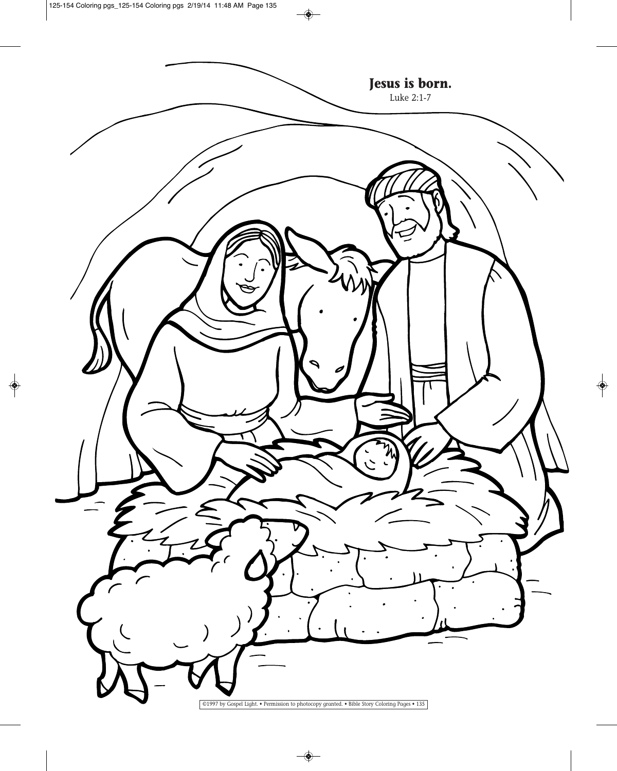**Jesus is born.**
Luke 2:1-7

©1997 by Gospel Light. • Permission to photocopy granted. • Bible Story Coloring Pages • 135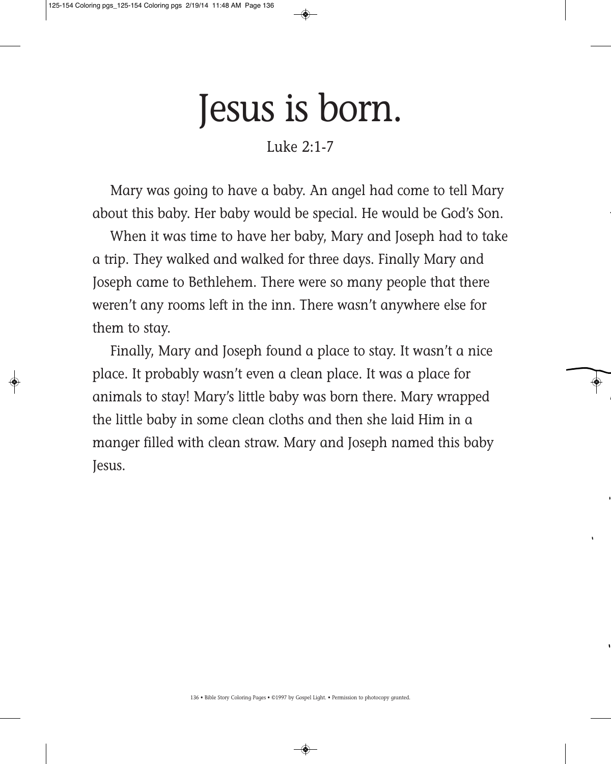# Jesus is born.

Luke 2:1-7

Mary was going to have a baby. An angel had come to tell Mary about this baby. Her baby would be special. He would be God's Son.

When it was time to have her baby, Mary and Joseph had to take a trip. They walked and walked for three days. Finally Mary and Joseph came to Bethlehem. There were so many people that there weren't any rooms left in the inn. There wasn't anywhere else for them to stay.

Finally, Mary and Joseph found a place to stay. It wasn't a nice place. It probably wasn't even a clean place. It was a place for animals to stay! Mary's little baby was born there. Mary wrapped the little baby in some clean cloths and then she laid Him in a manger filled with clean straw. Mary and Joseph named this baby Jesus.

Bible Story Coloring Pages • ©1997 by Gospel Light. • Permission to photocopy granted.